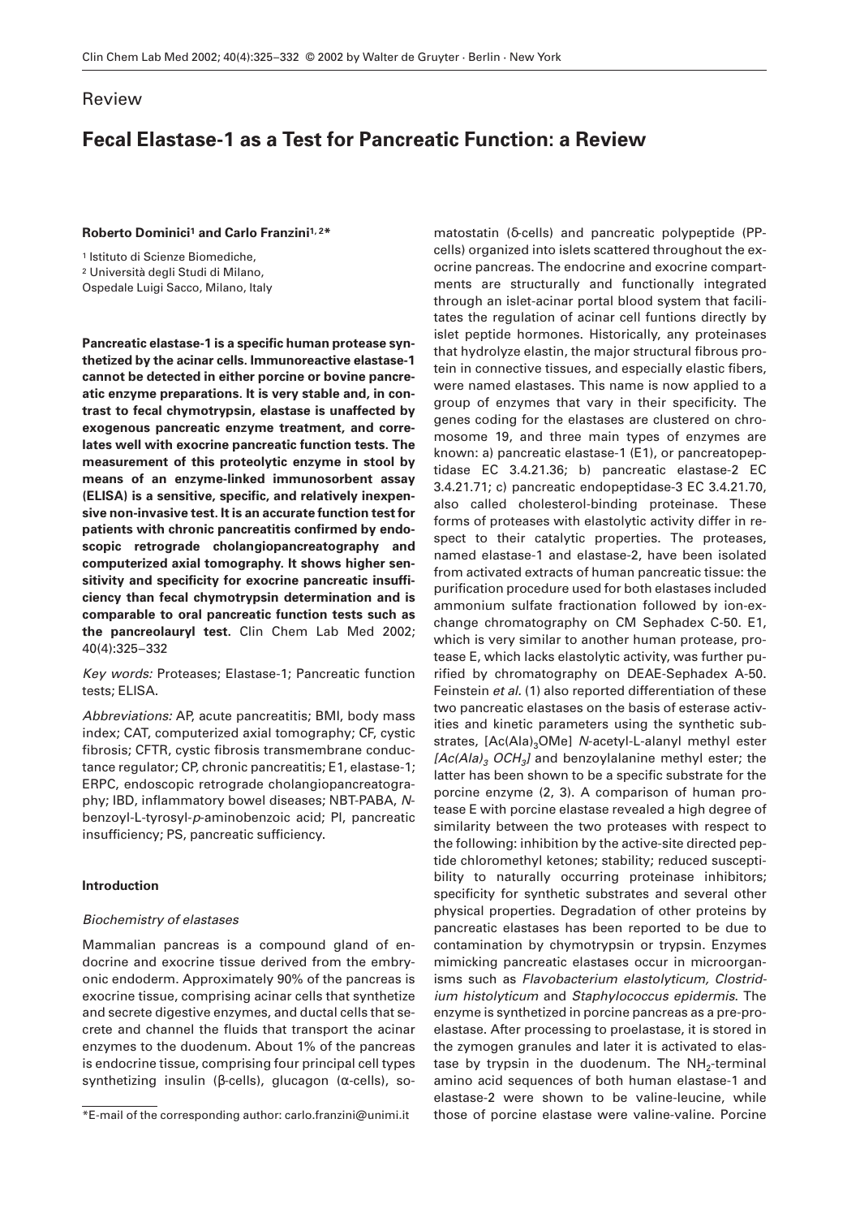Review

# Fecal Elastase-1 as a Test for Pancreatic Function: a Review

**Roberto Dominici[1] and Carlo Franzini[1,2]***

[1] Istituto di Scienze Biomediche,
[2] Università degli Studi di Milano,
Ospedale Luigi Sacco, Milano, Italy

**Pancreatic elastase-1 is a specific human protease synthetized by the acinar cells. Immunoreactive elastase-1 cannot be detected in either porcine or bovine pancreatic enzyme preparations. It is very stable and, in contrast to fecal chymotrypsin, elastase is unaffected by exogenous pancreatic enzyme treatment, and correlates well with exocrine pancreatic function tests. The measurement of this proteolytic enzyme in stool by means of an enzyme-linked immunosorbent assay (ELISA) is a sensitive, specific, and relatively inexpensive non-invasive test. It is an accurate function test for patients with chronic pancreatitis confirmed by endoscopic retrograde cholangiopancreatography and computerized axial tomography. It shows higher sensitivity and specificity for exocrine pancreatic insufficiency than fecal chymotrypsin determination and is comparable to oral pancreatic function tests such as the pancreolauryl test.** Clin Chem Lab Med 2002; 40(4):325–332

*Key words:* Proteases; Elastase-1; Pancreatic function tests; ELISA.

*Abbreviations:* AP, acute pancreatitis; BMI, body mass index; CAT, computerized axial tomography; CF, cystic fibrosis; CFTR, cystic fibrosis transmembrane conductance regulator; CP, chronic pancreatitis; E1, elastase-1; ERPC, endoscopic retrograde cholangiopancreatography; IBD, inflammatory bowel diseases; NBT-PABA, *N*-benzoyl-L-tyrosyl-*p*-aminobenzoic acid; PI, pancreatic insufficiency; PS, pancreatic sufficiency.

## Introduction

### *Biochemistry of elastases*

Mammalian pancreas is a compound gland of endocrine and exocrine tissue derived from the embryonic endoderm. Approximately 90% of the pancreas is exocrine tissue, comprising acinar cells that synthetize and secrete digestive enzymes, and ductal cells that secrete and channel the fluids that transport the acinar enzymes to the duodenum. About 1% of the pancreas is endocrine tissue, comprising four principal cell types synthetizing insulin (β-cells), glucagon (α-cells), somatostatin (δ-cells) and pancreatic polypeptide (PP-cells) organized into islets scattered throughout the exocrine pancreas. The endocrine and exocrine compartments are structurally and functionally integrated through an islet-acinar portal blood system that facilitates the regulation of acinar cell funtions directly by islet peptide hormones. Historically, any proteinases that hydrolyze elastin, the major structural fibrous protein in connective tissues, and especially elastic fibers, were named elastases. This name is now applied to a group of enzymes that vary in their specificity. The genes coding for the elastases are clustered on chromosome 19, and three main types of enzymes are known: a) pancreatic elastase-1 (E1), or pancreatopeptidase EC 3.4.21.36; b) pancreatic elastase-2 EC 3.4.21.71; c) pancreatic endopeptidase-3 EC 3.4.21.70, also called cholesterol-binding proteinase. These forms of proteases with elastolytic activity differ in respect to their catalytic properties. The proteases, named elastase-1 and elastase-2, have been isolated from activated extracts of human pancreatic tissue: the purification procedure used for both elastases included ammonium sulfate fractionation followed by ion-exchange chromatography on CM Sephadex C-50. E1, which is very similar to another human protease, protease E, which lacks elastolytic activity, was further purified by chromatography on DEAE-Sephadex A-50. Feinstein *et al.* (1) also reported differentiation of these two pancreatic elastases on the basis of esterase activities and kinetic parameters using the synthetic substrates, [Ac(Ala)$_3$OMe] *N*-acetyl-L-alanyl methyl ester *[Ac(Ala)$_3$ OCH$_3$]* and benzoylalanine methyl ester; the latter has been shown to be a specific substrate for the porcine enzyme (2, 3). A comparison of human protease E with porcine elastase revealed a high degree of similarity between the two proteases with respect to the following: inhibition by the active-site directed peptide chloromethyl ketones; stability; reduced susceptibility to naturally occurring proteinase inhibitors; specificity for synthetic substrates and several other physical properties. Degradation of other proteins by pancreatic elastases has been reported to be due to contamination by chymotrypsin or trypsin. Enzymes mimicking pancreatic elastases occur in microorganisms such as *Flavobacterium elastolyticum, Clostridium histolyticum* and *Staphylococcus epidermis*. The enzyme is synthetized in porcine pancreas as a pre-proelastase. After processing to proelastase, it is stored in the zymogen granules and later it is activated to elastase by trypsin in the duodenum. The $NH_2$-terminal amino acid sequences of both human elastase-1 and elastase-2 were shown to be valine-leucine, while those of porcine elastase were valine-valine. Porcine

*E-mail of the corresponding author: carlo.franzini@unimi.it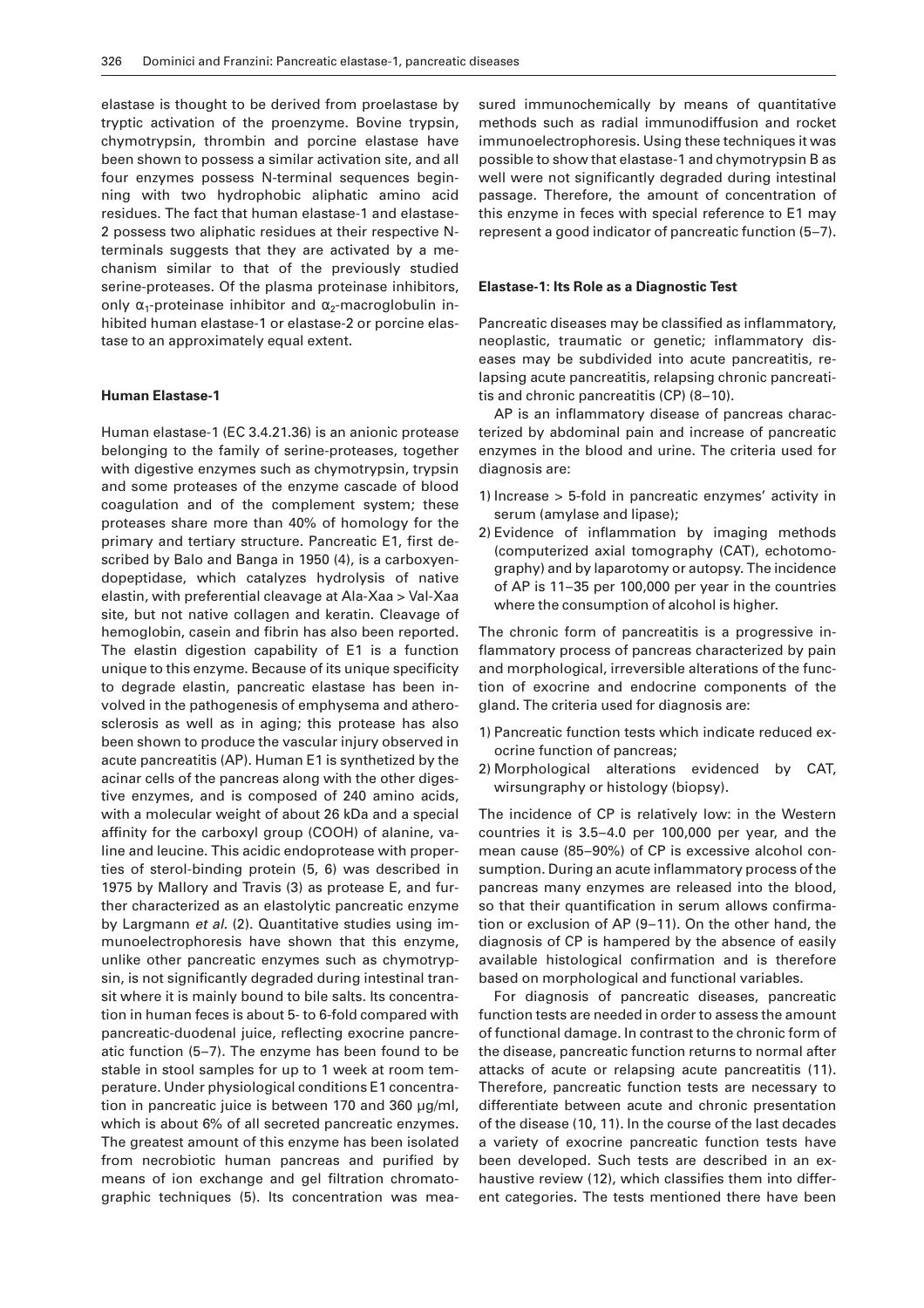elastase is thought to be derived from proelastase by tryptic activation of the proenzyme. Bovine trypsin, chymotrypsin, thrombin and porcine elastase have been shown to possess a similar activation site, and all four enzymes possess N-terminal sequences beginning with two hydrophobic aliphatic amino acid residues. The fact that human elastase-1 and elastase-2 possess two aliphatic residues at their respective N-terminals suggests that they are activated by a mechanism similar to that of the previously studied serine-proteases. Of the plasma proteinase inhibitors, only $\alpha_1$-proteinase inhibitor and $\alpha_2$-macroglobulin inhibited human elastase-1 or elastase-2 or porcine elastase to an approximately equal extent.

## Human Elastase-1

Human elastase-1 (EC 3.4.21.36) is an anionic protease belonging to the family of serine-proteases, together with digestive enzymes such as chymotrypsin, trypsin and some proteases of the enzyme cascade of blood coagulation and of the complement system; these proteases share more than 40% of homology for the primary and tertiary structure. Pancreatic E1, first described by Balo and Banga in 1950 (4), is a carboxyendopeptidase, which catalyzes hydrolysis of native elastin, with preferential cleavage at Ala-Xaa > Val-Xaa site, but not native collagen and keratin. Cleavage of hemoglobin, casein and fibrin has also been reported. The elastin digestion capability of E1 is a function unique to this enzyme. Because of its unique specificity to degrade elastin, pancreatic elastase has been involved in the pathogenesis of emphysema and atherosclerosis as well as in aging; this protease has also been shown to produce the vascular injury observed in acute pancreatitis (AP). Human E1 is synthetized by the acinar cells of the pancreas along with the other digestive enzymes, and is composed of 240 amino acids, with a molecular weight of about 26 kDa and a special affinity for the carboxyl group (COOH) of alanine, valine and leucine. This acidic endoprotease with properties of sterol-binding protein (5, 6) was described in 1975 by Mallory and Travis (3) as protease E, and further characterized as an elastolytic pancreatic enzyme by Largmann *et al.* (2). Quantitative studies using immunoelectrophoresis have shown that this enzyme, unlike other pancreatic enzymes such as chymotrypsin, is not significantly degraded during intestinal transit where it is mainly bound to bile salts. Its concentration in human feces is about 5- to 6-fold compared with pancreatic-duodenal juice, reflecting exocrine pancreatic function (5–7). The enzyme has been found to be stable in stool samples for up to 1 week at room temperature. Under physiological conditions E1 concentration in pancreatic juice is between 170 and 360 μg/ml, which is about 6% of all secreted pancreatic enzymes. The greatest amount of this enzyme has been isolated from necrobiotic human pancreas and purified by means of ion exchange and gel filtration chromatographic techniques (5). Its concentration was measured immunochemically by means of quantitative methods such as radial immunodiffusion and rocket immunoelectrophoresis. Using these techniques it was possible to show that elastase-1 and chymotrypsin B as well were not significantly degraded during intestinal passage. Therefore, the amount of concentration of this enzyme in feces with special reference to E1 may represent a good indicator of pancreatic function (5–7).

## Elastase-1: Its Role as a Diagnostic Test

Pancreatic diseases may be classified as inflammatory, neoplastic, traumatic or genetic; inflammatory diseases may be subdivided into acute pancreatitis, relapsing acute pancreatitis, relapsing chronic pancreatitis and chronic pancreatitis (CP) (8–10).

AP is an inflammatory disease of pancreas characterized by abdominal pain and increase of pancreatic enzymes in the blood and urine. The criteria used for diagnosis are:

1) Increase > 5-fold in pancreatic enzymes' activity in serum (amylase and lipase);
2) Evidence of inflammation by imaging methods (computerized axial tomography (CAT), echotomography) and by laparotomy or autopsy. The incidence of AP is 11–35 per 100,000 per year in the countries where the consumption of alcohol is higher.

The chronic form of pancreatitis is a progressive inflammatory process of pancreas characterized by pain and morphological, irreversible alterations of the function of exocrine and endocrine components of the gland. The criteria used for diagnosis are:

1) Pancreatic function tests which indicate reduced exocrine function of pancreas;
2) Morphological alterations evidenced by CAT, wirsungraphy or histology (biopsy).

The incidence of CP is relatively low: in the Western countries it is 3.5–4.0 per 100,000 per year, and the mean cause (85–90%) of CP is excessive alcohol consumption. During an acute inflammatory process of the pancreas many enzymes are released into the blood, so that their quantification in serum allows confirmation or exclusion of AP (9–11). On the other hand, the diagnosis of CP is hampered by the absence of easily available histological confirmation and is therefore based on morphological and functional variables.

For diagnosis of pancreatic diseases, pancreatic function tests are needed in order to assess the amount of functional damage. In contrast to the chronic form of the disease, pancreatic function returns to normal after attacks of acute or relapsing acute pancreatitis (11). Therefore, pancreatic function tests are necessary to differentiate between acute and chronic presentation of the disease (10, 11). In the course of the last decades a variety of exocrine pancreatic function tests have been developed. Such tests are described in an exhaustive review (12), which classifies them into different categories. The tests mentioned there have been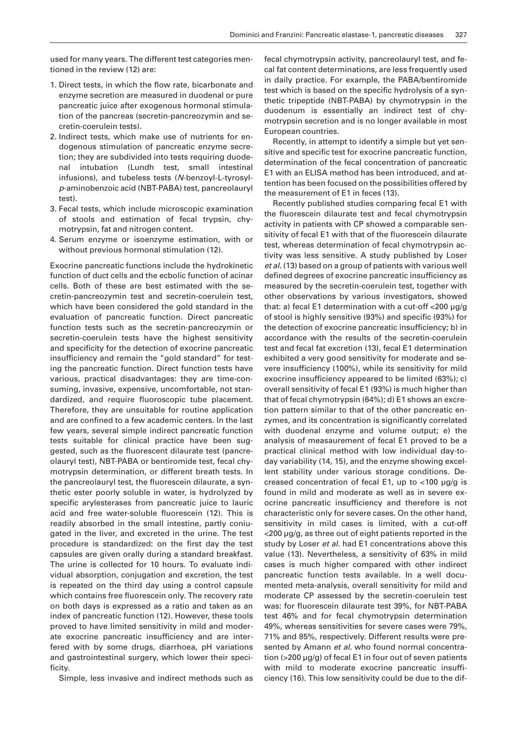used for many years. The different test categories mentioned in the review (12) are:

1. Direct tests, in which the flow rate, bicarbonate and enzyme secretion are measured in duodenal or pure pancreatic juice after exogenous hormonal stimulation of the pancreas (secretin-pancreozymin and secretin-coerulein tests).
2. Indirect tests, which make use of nutrients for endogenous stimulation of pancreatic enzyme secretion; they are subdivided into tests requiring duodenal intubation (Lundh test, small intestinal infusions), and tubeless tests (*N*-benzoyl-L-tyrosyl-*p*-aminobenzoic acid (NBT-PABA) test, pancreolauryl test).
3. Fecal tests, which include microscopic examination of stools and estimation of fecal trypsin, chymotrypsin, fat and nitrogen content.
4. Serum enzyme or isoenzyme estimation, with or without previous hormonal stimulation (12).

Exocrine pancreatic functions include the hydrokinetic function of duct cells and the ecbolic function of acinar cells. Both of these are best estimated with the secretin-pancreozymin test and secretin-coerulein test, which have been considered the gold standard in the evaluation of pancreatic function. Direct pancreatic function tests such as the secretin-pancreozymin or secretin-coerulein tests have the highest sensitivity and specificity for the detection of exocrine pancreatic insufficiency and remain the "gold standard" for testing the pancreatic function. Direct function tests have various, practical disadvantages: they are time-consuming, invasive, expensive, uncomfortable, not standardized, and require fluoroscopic tube placement. Therefore, they are unsuitable for routine application and are confined to a few academic centers. In the last few years, several simple indirect pancreatic function tests suitable for clinical practice have been suggested, such as the fluorescent dilaurate test (pancreolauryl test), NBT-PABA or bentiromide test, fecal chymotrypsin determination, or different breath tests. In the pancreolauryl test, the fluorescein dilaurate, a synthetic ester poorly soluble in water, is hydrolyzed by specific arylesterases from pancreatic juice to lauric acid and free water-soluble fluorescein (12). This is readily absorbed in the small intestine, partly conjugated in the liver, and excreted in the urine. The test procedure is standardized: on the first day the test capsules are given orally during a standard breakfast. The urine is collected for 10 hours. To evaluate individual absorption, conjugation and excretion, the test is repeated on the third day using a control capsule which contains free fluorescein only. The recovery rate on both days is expressed as a ratio and taken as an index of pancreatic function (12). However, these tools proved to have limited sensitivity in mild and moderate exocrine pancreatic insufficiency and are interfered with by some drugs, diarrhoea, pH variations and gastrointestinal surgery, which lower their specificity.

Simple, less invasive and indirect methods such as fecal chymotrypsin activity, pancreolauryl test, and fecal fat content determinations, are less frequently used in daily practice. For example, the PABA/bentiromide test which is based on the specific hydrolysis of a synthetic tripeptide (NBT-PABA) by chymotrypsin in the duodenum is essentially an indirect test of chymotrypsin secretion and is no longer available in most European countries.

Recently, in attempt to identify a simple but yet sensitive and specific test for exocrine pancreatic function, determination of the fecal concentration of pancreatic E1 with an ELISA method has been introduced, and attention has been focused on the possibilities offered by the measurement of E1 in feces (13).

Recently published studies comparing fecal E1 with the fluorescein dilaurate test and fecal chymotrypsin activity in patients with CP showed a comparable sensitivity of fecal E1 with that of the fluorescein dilaurate test, whereas determination of fecal chymotrypsin activity was less sensitive. A study published by Loser *et al.* (13) based on a group of patients with various well defined degrees of exocrine pancreatic insufficiency as measured by the secretin-coerulein test, together with other observations by various investigators, showed that: a) fecal E1 determination with a cut-off <200 µg/g of stool is highly sensitive (93%) and specific (93%) for the detection of exocrine pancreatic insufficiency; b) in accordance with the results of the secretin-coerulein test and fecal fat excretion (13), fecal E1 determination exhibited a very good sensitivity for moderate and severe insufficiency (100%), while its sensitivity for mild exocrine insufficiency appeared to be limited (63%); c) overall sensitivity of fecal E1 (93%) is much higher than that of fecal chymotrypsin (64%); d) E1 shows an excretion pattern similar to that of the other pancreatic enzymes, and its concentration is significantly correlated with duodenal enzyme and volume output; e) the analysis of measurement of fecal E1 proved to be a practical clinical method with low individual day-to-day variability (14, 15), and the enzyme showing excellent stability under various storage conditions. Decreased concentration of fecal E1, up to <100 µg/g is found in mild and moderate as well as in severe exocrine pancreatic insufficiency and therefore is not characteristic only for severe cases. On the other hand, sensitivity in mild cases is limited, with a cut-off <200 µg/g, as three out of eight patients reported in the study by Loser *et al.* had E1 concentrations above this value (13). Nevertheless, a sensitivity of 63% in mild cases is much higher compared with other indirect pancreatic function tests available. In a well documented meta-analysis, overall sensitivity for mild and moderate CP assessed by the secretin-coerulein test was: for fluorescein dilaurate test 39%, for NBT-PABA test 46% and for fecal chymotrypsin determination 49%, whereas sensitivities for severe cases were 79%, 71% and 85%, respectively. Different results were presented by Amann *et al.* who found normal concentration (>200 µg/g) of fecal E1 in four out of seven patients with mild to moderate exocrine pancreatic insufficiency (16). This low sensitivity could be due to the dif-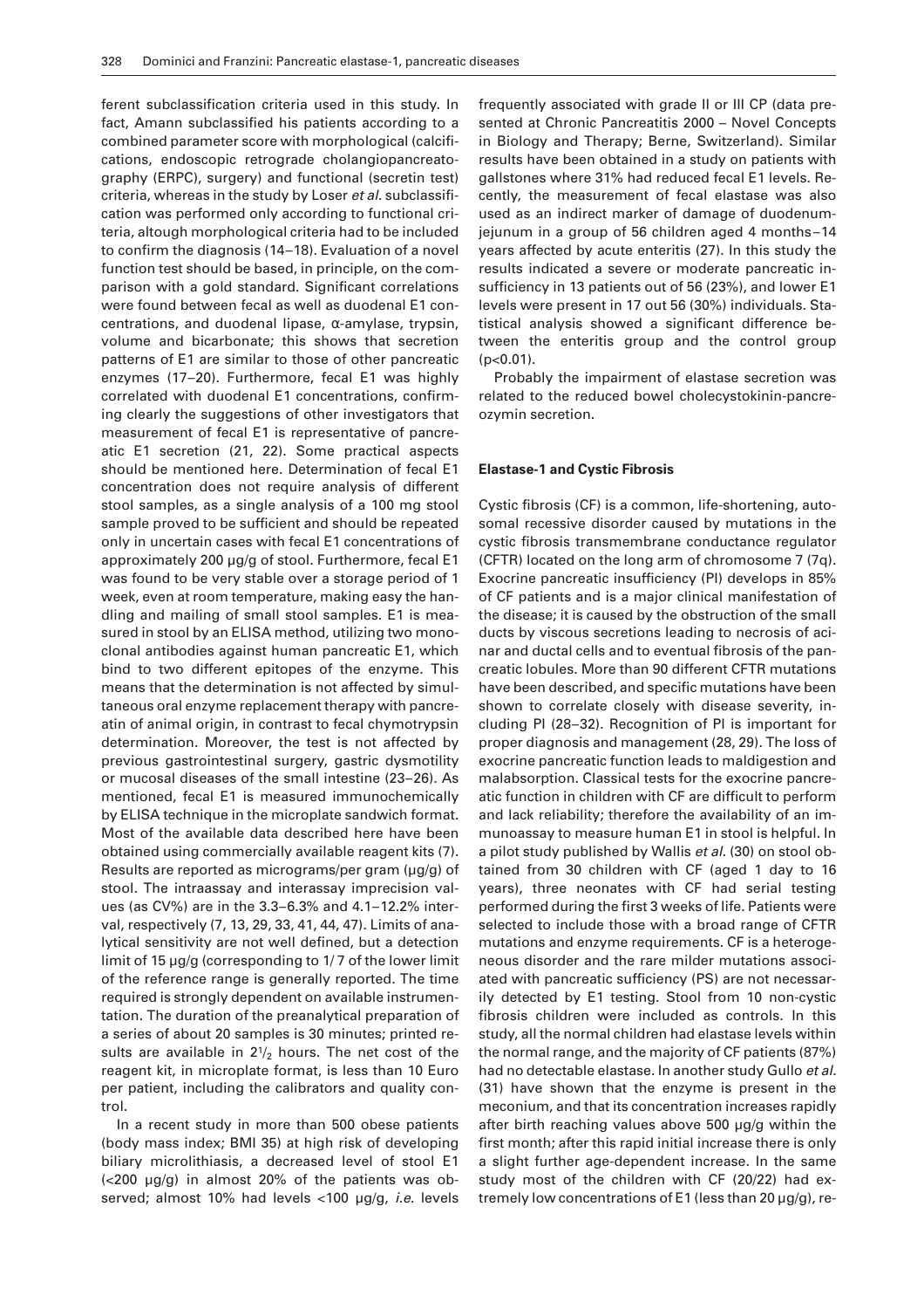ferent subclassification criteria used in this study. In fact, Amann subclassified his patients according to a combined parameter score with morphological (calcifications, endoscopic retrograde cholangiopancreatography (ERPC), surgery) and functional (secretin test) criteria, whereas in the study by Loser *et al.* subclassification was performed only according to functional criteria, altough morphological criteria had to be included to confirm the diagnosis (14–18). Evaluation of a novel function test should be based, in principle, on the comparison with a gold standard. Significant correlations were found between fecal as well as duodenal E1 concentrations, and duodenal lipase, α-amylase, trypsin, volume and bicarbonate; this shows that secretion patterns of E1 are similar to those of other pancreatic enzymes (17–20). Furthermore, fecal E1 was highly correlated with duodenal E1 concentrations, confirming clearly the suggestions of other investigators that measurement of fecal E1 is representative of pancreatic E1 secretion (21, 22). Some practical aspects should be mentioned here. Determination of fecal E1 concentration does not require analysis of different stool samples, as a single analysis of a 100 mg stool sample proved to be sufficient and should be repeated only in uncertain cases with fecal E1 concentrations of approximately 200 μg/g of stool. Furthermore, fecal E1 was found to be very stable over a storage period of 1 week, even at room temperature, making easy the handling and mailing of small stool samples. E1 is measured in stool by an ELISA method, utilizing two monoclonal antibodies against human pancreatic E1, which bind to two different epitopes of the enzyme. This means that the determination is not affected by simultaneous oral enzyme replacement therapy with pancreatin of animal origin, in contrast to fecal chymotrypsin determination. Moreover, the test is not affected by previous gastrointestinal surgery, gastric dysmotility or mucosal diseases of the small intestine (23–26). As mentioned, fecal E1 is measured immunochemically by ELISA technique in the microplate sandwich format. Most of the available data described here have been obtained using commercially available reagent kits (7). Results are reported as micrograms/per gram (μg/g) of stool. The intraassay and interassay imprecision values (as CV%) are in the 3.3–6.3% and 4.1–12.2% interval, respectively (7, 13, 29, 33, 41, 44, 47). Limits of analytical sensitivity are not well defined, but a detection limit of 15 μg/g (corresponding to 1/7 of the lower limit of the reference range is generally reported. The time required is strongly dependent on available instrumentation. The duration of the preanalytical preparation of a series of about 20 samples is 30 minutes; printed results are available in $2^1/_2$ hours. The net cost of the reagent kit, in microplate format, is less than 10 Euro per patient, including the calibrators and quality control.

In a recent study in more than 500 obese patients (body mass index; BMI 35) at high risk of developing biliary microlithiasis, a decreased level of stool E1 (<200 μg/g) in almost 20% of the patients was observed; almost 10% had levels <100 μg/g, *i.e.* levels frequently associated with grade II or III CP (data presented at Chronic Pancreatitis 2000 – Novel Concepts in Biology and Therapy; Berne, Switzerland). Similar results have been obtained in a study on patients with gallstones where 31% had reduced fecal E1 levels. Recently, the measurement of fecal elastase was also used as an indirect marker of damage of duodenum-jejunum in a group of 56 children aged 4 months–14 years affected by acute enteritis (27). In this study the results indicated a severe or moderate pancreatic insufficiency in 13 patients out of 56 (23%), and lower E1 levels were present in 17 out 56 (30%) individuals. Statistical analysis showed a significant difference between the enteritis group and the control group ($p<0.01$).

Probably the impairment of elastase secretion was related to the reduced bowel cholecystokinin-pancreozymin secretion.

## Elastase-1 and Cystic Fibrosis

Cystic fibrosis (CF) is a common, life-shortening, autosomal recessive disorder caused by mutations in the cystic fibrosis transmembrane conductance regulator (CFTR) located on the long arm of chromosome 7 (7q). Exocrine pancreatic insufficiency (PI) develops in 85% of CF patients and is a major clinical manifestation of the disease; it is caused by the obstruction of the small ducts by viscous secretions leading to necrosis of acinar and ductal cells and to eventual fibrosis of the pancreatic lobules. More than 90 different CFTR mutations have been described, and specific mutations have been shown to correlate closely with disease severity, including PI (28–32). Recognition of PI is important for proper diagnosis and management (28, 29). The loss of exocrine pancreatic function leads to maldigestion and malabsorption. Classical tests for the exocrine pancreatic function in children with CF are difficult to perform and lack reliability; therefore the availability of an immunoassay to measure human E1 in stool is helpful. In a pilot study published by Wallis *et al.* (30) on stool obtained from 30 children with CF (aged 1 day to 16 years), three neonates with CF had serial testing performed during the first 3 weeks of life. Patients were selected to include those with a broad range of CFTR mutations and enzyme requirements. CF is a heterogeneous disorder and the rare milder mutations associated with pancreatic sufficiency (PS) are not necessarily detected by E1 testing. Stool from 10 non-cystic fibrosis children were included as controls. In this study, all the normal children had elastase levels within the normal range, and the majority of CF patients (87%) had no detectable elastase. In another study Gullo *et al.* (31) have shown that the enzyme is present in the meconium, and that its concentration increases rapidly after birth reaching values above 500 μg/g within the first month; after this rapid initial increase there is only a slight further age-dependent increase. In the same study most of the children with CF (20/22) had extremely low concentrations of E1 (less than 20 μg/g), re-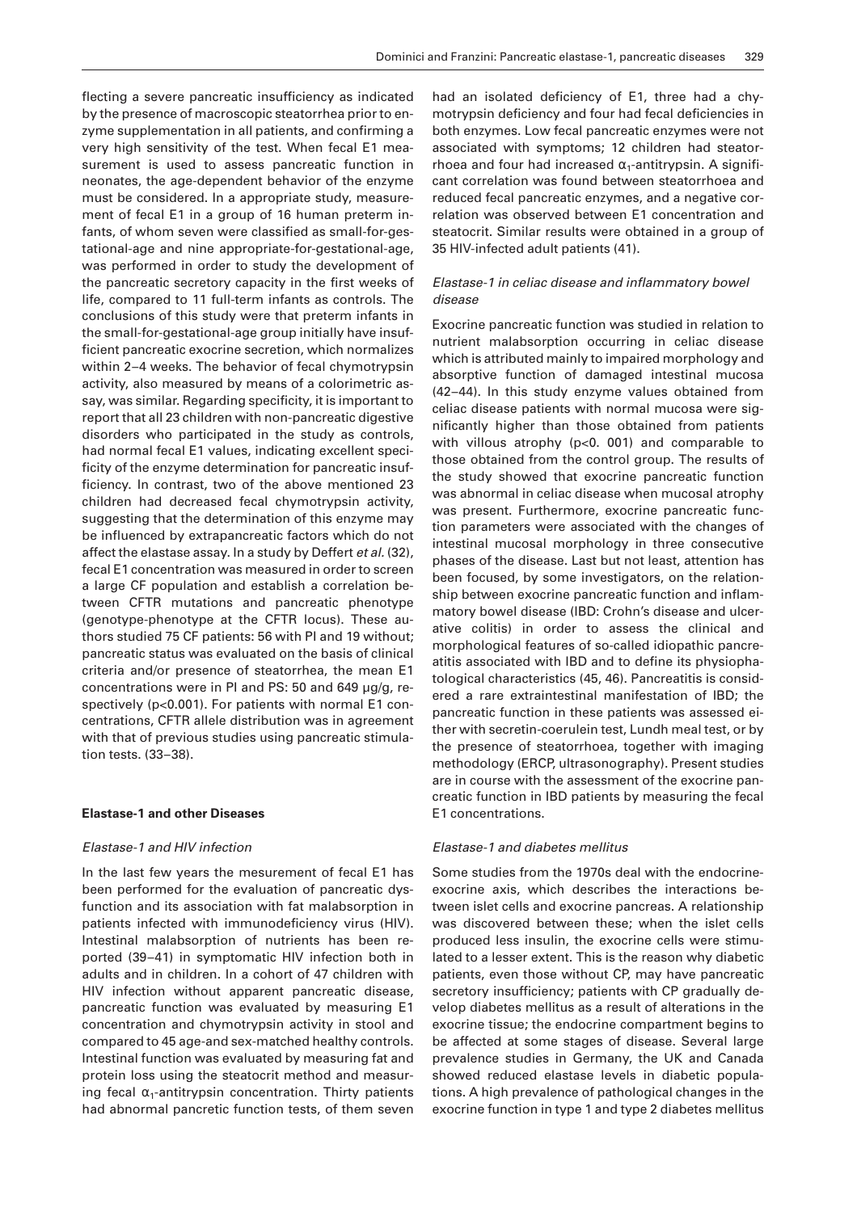flecting a severe pancreatic insufficiency as indicated by the presence of macroscopic steatorrhea prior to enzyme supplementation in all patients, and confirming a very high sensitivity of the test. When fecal E1 measurement is used to assess pancreatic function in neonates, the age-dependent behavior of the enzyme must be considered. In a appropriate study, measurement of fecal E1 in a group of 16 human preterm infants, of whom seven were classified as small-for-gestational-age and nine appropriate-for-gestational-age, was performed in order to study the development of the pancreatic secretory capacity in the first weeks of life, compared to 11 full-term infants as controls. The conclusions of this study were that preterm infants in the small-for-gestational-age group initially have insufficient pancreatic exocrine secretion, which normalizes within 2–4 weeks. The behavior of fecal chymotrypsin activity, also measured by means of a colorimetric assay, was similar. Regarding specificity, it is important to report that all 23 children with non-pancreatic digestive disorders who participated in the study as controls, had normal fecal E1 values, indicating excellent specificity of the enzyme determination for pancreatic insufficiency. In contrast, two of the above mentioned 23 children had decreased fecal chymotrypsin activity, suggesting that the determination of this enzyme may be influenced by extrapancreatic factors which do not affect the elastase assay. In a study by Deffert *et al.* (32), fecal E1 concentration was measured in order to screen a large CF population and establish a correlation between CFTR mutations and pancreatic phenotype (genotype-phenotype at the CFTR locus). These authors studied 75 CF patients: 56 with PI and 19 without; pancreatic status was evaluated on the basis of clinical criteria and/or presence of steatorrhea, the mean E1 concentrations were in PI and PS: 50 and 649 µg/g, respectively ($p<0.001$). For patients with normal E1 concentrations, CFTR allele distribution was in agreement with that of previous studies using pancreatic stimulation tests. (33–38).

## Elastase-1 and other Diseases

### *Elastase-1 and HIV infection*

In the last few years the mesurement of fecal E1 has been performed for the evaluation of pancreatic dysfunction and its association with fat malabsorption in patients infected with immunodeficiency virus (HIV). Intestinal malabsorption of nutrients has been reported (39–41) in symptomatic HIV infection both in adults and in children. In a cohort of 47 children with HIV infection without apparent pancreatic disease, pancreatic function was evaluated by measuring E1 concentration and chymotrypsin activity in stool and compared to 45 age-and sex-matched healthy controls. Intestinal function was evaluated by measuring fat and protein loss using the steatocrit method and measuring fecal $\alpha_1$-antitrypsin concentration. Thirty patients had abnormal pancretic function tests, of them seven had an isolated deficiency of E1, three had a chymotrypsin deficiency and four had fecal deficiencies in both enzymes. Low fecal pancreatic enzymes were not associated with symptoms; 12 children had steatorrhoea and four had increased $\alpha_1$-antitrypsin. A significant correlation was found between steatorrhoea and reduced fecal pancreatic enzymes, and a negative correlation was observed between E1 concentration and steatocrit. Similar results were obtained in a group of 35 HIV-infected adult patients (41).

### *Elastase-1 in celiac disease and inflammatory bowel disease*

Exocrine pancreatic function was studied in relation to nutrient malabsorption occurring in celiac disease which is attributed mainly to impaired morphology and absorptive function of damaged intestinal mucosa (42–44). In this study enzyme values obtained from celiac disease patients with normal mucosa were significantly higher than those obtained from patients with villous atrophy ($p<0.001$) and comparable to those obtained from the control group. The results of the study showed that exocrine pancreatic function was abnormal in celiac disease when mucosal atrophy was present. Furthermore, exocrine pancreatic function parameters were associated with the changes of intestinal mucosal morphology in three consecutive phases of the disease. Last but not least, attention has been focused, by some investigators, on the relationship between exocrine pancreatic function and inflammatory bowel disease (IBD: Crohn's disease and ulcerative colitis) in order to assess the clinical and morphological features of so-called idiopathic pancreatitis associated with IBD and to define its physiophatological characteristics (45, 46). Pancreatitis is considered a rare extraintestinal manifestation of IBD; the pancreatic function in these patients was assessed either with secretin-coerulein test, Lundh meal test, or by the presence of steatorrhoea, together with imaging methodology (ERCP, ultrasonography). Present studies are in course with the assessment of the exocrine pancreatic function in IBD patients by measuring the fecal E1 concentrations.

### *Elastase-1 and diabetes mellitus*

Some studies from the 1970s deal with the endocrine-exocrine axis, which describes the interactions between islet cells and exocrine pancreas. A relationship was discovered between these; when the islet cells produced less insulin, the exocrine cells were stimulated to a lesser extent. This is the reason why diabetic patients, even those without CP, may have pancreatic secretory insufficiency; patients with CP gradually develop diabetes mellitus as a result of alterations in the exocrine tissue; the endocrine compartment begins to be affected at some stages of disease. Several large prevalence studies in Germany, the UK and Canada showed reduced elastase levels in diabetic populations. A high prevalence of pathological changes in the exocrine function in type 1 and type 2 diabetes mellitus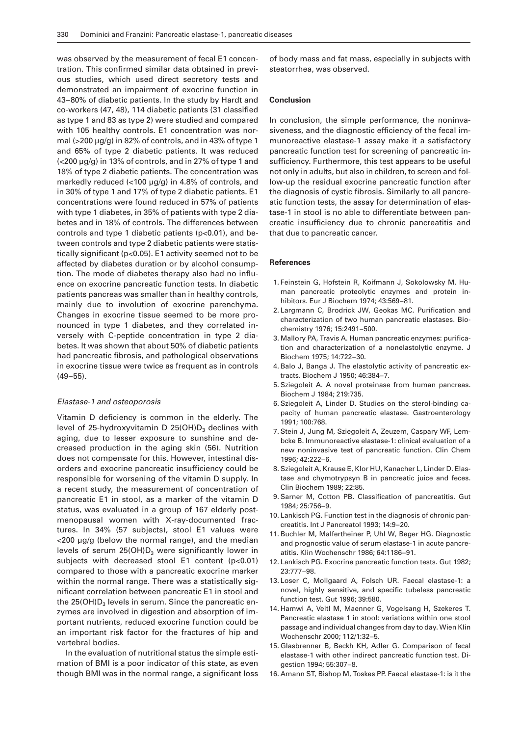was observed by the measurement of fecal E1 concentration. This confirmed similar data obtained in previous studies, which used direct secretory tests and demonstrated an impairment of exocrine function in 43–80% of diabetic patients. In the study by Hardt and co-workers (47, 48), 114 diabetic patients (31 classified as type 1 and 83 as type 2) were studied and compared with 105 healthy controls. E1 concentration was normal (>200 µg/g) in 82% of controls, and in 43% of type 1 and 65% of type 2 diabetic patients. It was reduced (<200 µg/g) in 13% of controls, and in 27% of type 1 and 18% of type 2 diabetic patients. The concentration was markedly reduced (<100 µg/g) in 4.8% of controls, and in 30% of type 1 and 17% of type 2 diabetic patients. E1 concentrations were found reduced in 57% of patients with type 1 diabetes, in 35% of patients with type 2 diabetes and in 18% of controls. The differences between controls and type 1 diabetic patients ($p<0.01$), and between controls and type 2 diabetic patients were statistically significant ($p<0.05$). E1 activity seemed not to be affected by diabetes duration or by alcohol consumption. The mode of diabetes therapy also had no influence on exocrine pancreatic function tests. In diabetic patients pancreas was smaller than in healthy controls, mainly due to involution of exocrine parenchyma. Changes in exocrine tissue seemed to be more pronounced in type 1 diabetes, and they correlated inversely with C-peptide concentration in type 2 diabetes. It was shown that about 50% of diabetic patients had pancreatic fibrosis, and pathological observations in exocrine tissue were twice as frequent as in controls (49–55).

### *Elastase-1 and osteoporosis*

Vitamin D deficiency is common in the elderly. The level of 25-hydroxyvitamin D $25(OH)D_3$ declines with aging, due to lesser exposure to sunshine and decreased production in the aging skin (56). Nutrition does not compensate for this. However, intestinal disorders and exocrine pancreatic insufficiency could be responsible for worsening of the vitamin D supply. In a recent study, the measurement of concentration of pancreatic E1 in stool, as a marker of the vitamin D status, was evaluated in a group of 167 elderly postmenopausal women with X-ray-documented fractures. In 34% (57 subjects), stool E1 values were <200 µg/g (below the normal range), and the median levels of serum $25(OH)D_3$ were significantly lower in subjects with decreased stool E1 content ($p<0.01$) compared to those with a pancreatic exocrine marker within the normal range. There was a statistically significant correlation between pancreatic E1 in stool and the $25(OH)D_3$ levels in serum. Since the pancreatic enzymes are involved in digestion and absorption of important nutrients, reduced exocrine function could be an important risk factor for the fractures of hip and vertebral bodies.

In the evaluation of nutritional status the simple estimation of BMI is a poor indicator of this state, as even though BMI was in the normal range, a significant loss of body mass and fat mass, especially in subjects with steatorrhea, was observed.

## Conclusion

In conclusion, the simple performance, the noninvasiveness, and the diagnostic efficiency of the fecal immunoreactive elastase-1 assay make it a satisfactory pancreatic function test for screening of pancreatic insufficiency. Furthermore, this test appears to be useful not only in adults, but also in children, to screen and follow-up the residual exocrine pancreatic function after the diagnosis of cystic fibrosis. Similarly to all pancreatic function tests, the assay for determination of elastase-1 in stool is no able to differentiate between pancreatic insufficiency due to chronic pancreatitis and that due to pancreatic cancer.

## References

1. Feinstein G, Hofstein R, Koifmann J, Sokolowsky M. Human pancreatic proteolytic enzymes and protein inhibitors. Eur J Biochem 1974; 43:569–81.
2. Largmann C, Brodrick JW, Geokas MC. Purification and characterization of two human pancreatic elastases. Biochemistry 1976; 15:2491–500.
3. Mallory PA, Travis A. Human pancreatic enzymes: purification and characterization of a nonelastolytic enzyme. J Biochem 1975; 14:722–30.
4. Balo J, Banga J. The elastolytic activity of pancreatic extracts. Biochem J 1950; 46:384–7.
5. Sziegoleit A. A novel proteinase from human pancreas. Biochem J 1984; 219:735.
6. Sziegoleit A, Linder D. Studies on the sterol-binding capacity of human pancreatic elastase. Gastroenterology 1991; 100:768.
7. Stein J, Jung M, Sziegoleit A, Zeuzem, Caspary WF, Lembcke B. Immunoreactive elastase-1: clinical evaluation of a new noninvasive test of pancreatic function. Clin Chem 1996; 42:222–6.
8. Sziegoleit A, Krause E, Klor HU, Kanacher L, Linder D. Elastase and chymotrypsyn B in pancreatic juice and feces. Clin Biochem 1989; 22:85.
9. Sarner M, Cotton PB. Classification of pancreatitis. Gut 1984; 25:756–9.
10. Lankisch PG. Function test in the diagnosis of chronic pancreatitis. Int J Pancreatol 1993; 14:9–20.
11. Buchler M, Malfertheiner P, Uhl W, Beger HG. Diagnostic and prognostic value of serum elastase-1 in acute pancreatitis. Klin Wochenschr 1986; 64:1186–91.
12. Lankisch PG. Exocrine pancreatic function tests. Gut 1982; 23:777–98.
13. Loser C, Mollgaard A, Folsch UR. Faecal elastase-1: a novel, highly sensitive, and specific tubeless pancreatic function test. Gut 1996; 39:580.
14. Hamwi A, Veitl M, Maenner G, Vogelsang H, Szekeres T. Pancreatic elastase 1 in stool: variations within one stool passage and individual changes from day to day. Wien Klin Wochenschr 2000; 112/1:32–5.
15. Glasbrenner B, Beckh KH, Adler G. Comparison of fecal elastase-1 with other indirect pancreatic function test. Digestion 1994; 55:307–8.
16. Amann ST, Bishop M, Toskes PP. Faecal elastase-1: is it the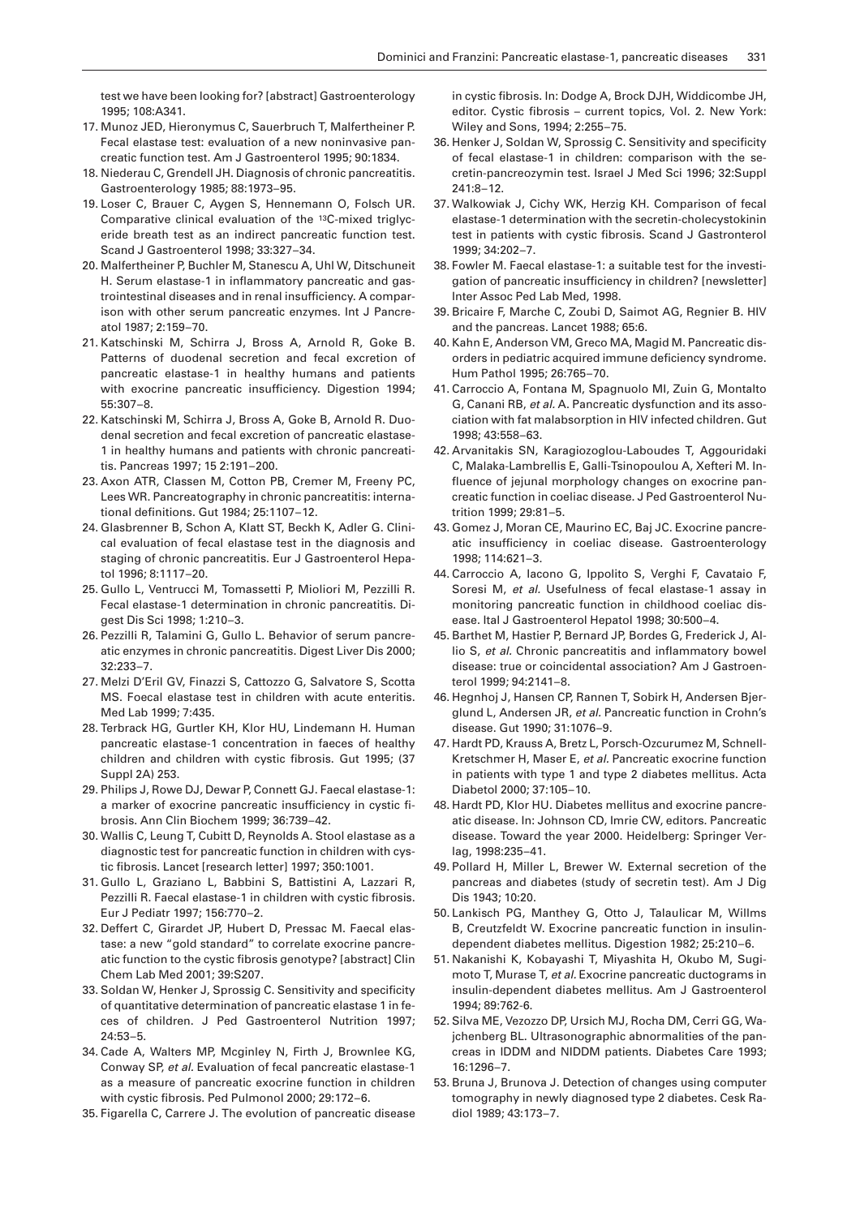test we have been looking for? [abstract] Gastroenterology 1995; 108:A341.

17. Munoz JED, Hieronymus C, Sauerbruch T, Malfertheiner P. Fecal elastase test: evaluation of a new noninvasive pancreatic function test. Am J Gastroenterol 1995; 90:1834.
18. Niederau C, Grendell JH. Diagnosis of chronic pancreatitis. Gastroenterology 1985; 88:1973–95.
19. Loser C, Brauer C, Aygen S, Hennemann O, Folsch UR. Comparative clinical evaluation of the $^{13}$C-mixed triglyceride breath test as an indirect pancreatic function test. Scand J Gastroenterol 1998; 33:327–34.
20. Malfertheiner P, Buchler M, Stanescu A, Uhl W, Ditschuneit H. Serum elastase-1 in inflammatory pancreatic and gastrointestinal diseases and in renal insufficiency. A comparison with other serum pancreatic enzymes. Int J Pancreatol 1987; 2:159–70.
21. Katschinski M, Schirra J, Bross A, Arnold R, Goke B. Patterns of duodenal secretion and fecal excretion of pancreatic elastase-1 in healthy humans and patients with exocrine pancreatic insufficiency. Digestion 1994; 55:307–8.
22. Katschinski M, Schirra J, Bross A, Goke B, Arnold R. Duodenal secretion and fecal excretion of pancreatic elastase-1 in healthy humans and patients with chronic pancreatitis. Pancreas 1997; 15 2:191–200.
23. Axon ATR, Classen M, Cotton PB, Cremer M, Freeny PC, Lees WR. Pancreatography in chronic pancreatitis: international definitions. Gut 1984; 25:1107–12.
24. Glasbrenner B, Schon A, Klatt ST, Beckh K, Adler G. Clinical evaluation of fecal elastase test in the diagnosis and staging of chronic pancreatitis. Eur J Gastroenterol Hepatol 1996; 8:1117–20.
25. Gullo L, Ventrucci M, Tomassetti P, Mioliori M, Pezzilli R. Fecal elastase-1 determination in chronic pancreatitis. Digest Dis Sci 1998; 1:210–3.
26. Pezzilli R, Talamini G, Gullo L. Behavior of serum pancreatic enzymes in chronic pancreatitis. Digest Liver Dis 2000; 32:233–7.
27. Melzi D'Eril GV, Finazzi S, Cattozzo G, Salvatore S, Scotta MS. Foecal elastase test in children with acute enteritis. Med Lab 1999; 7:435.
28. Terbrack HG, Gurtler KH, Klor HU, Lindemann H. Human pancreatic elastase-1 concentration in faeces of healthy children and children with cystic fibrosis. Gut 1995; (37 Suppl 2A) 253.
29. Philips J, Rowe DJ, Dewar P, Connett GJ. Faecal elastase-1: a marker of exocrine pancreatic insufficiency in cystic fibrosis. Ann Clin Biochem 1999; 36:739–42.
30. Wallis C, Leung T, Cubitt D, Reynolds A. Stool elastase as a diagnostic test for pancreatic function in children with cystic fibrosis. Lancet [research letter] 1997; 350:1001.
31. Gullo L, Graziano L, Babbini S, Battistini A, Lazzari R, Pezzilli R. Faecal elastase-1 in children with cystic fibrosis. Eur J Pediatr 1997; 156:770–2.
32. Deffert C, Girardet JP, Hubert D, Pressac M. Faecal elastase: a new "gold standard" to correlate exocrine pancreatic function to the cystic fibrosis genotype? [abstract] Clin Chem Lab Med 2001; 39:S207.
33. Soldan W, Henker J, Sprossig C. Sensitivity and specificity of quantitative determination of pancreatic elastase 1 in feces of children. J Ped Gastroenterol Nutrition 1997; 24:53–5.
34. Cade A, Walters MP, Mcginley N, Firth J, Brownlee KG, Conway SP, *et al.* Evaluation of fecal pancreatic elastase-1 as a measure of pancreatic exocrine function in children with cystic fibrosis. Ped Pulmonol 2000; 29:172–6.
35. Figarella C, Carrere J. The evolution of pancreatic disease in cystic fibrosis. In: Dodge A, Brock DJH, Widdicombe JH, editor. Cystic fibrosis – current topics, Vol. 2. New York: Wiley and Sons, 1994; 2:255–75.
36. Henker J, Soldan W, Sprossig C. Sensitivity and specificity of fecal elastase-1 in children: comparison with the secretin-pancreozymin test. Israel J Med Sci 1996; 32:Suppl 241:8–12.
37. Walkowiak J, Cichy WK, Herzig KH. Comparison of fecal elastase-1 determination with the secretin-cholecystokinin test in patients with cystic fibrosis. Scand J Gastronterol 1999; 34:202–7.
38. Fowler M. Faecal elastase-1: a suitable test for the investigation of pancreatic insufficiency in children? [newsletter] Inter Assoc Ped Lab Med, 1998.
39. Bricaire F, Marche C, Zoubi D, Saimot AG, Regnier B. HIV and the pancreas. Lancet 1988; 65:6.
40. Kahn E, Anderson VM, Greco MA, Magid M. Pancreatic disorders in pediatric acquired immune deficiency syndrome. Hum Pathol 1995; 26:765–70.
41. Carroccio A, Fontana M, Spagnuolo MI, Zuin G, Montalto G, Canani RB, *et al.* A. Pancreatic dysfunction and its association with fat malabsorption in HIV infected children. Gut 1998; 43:558–63.
42. Arvanitakis SN, Karagiozoglou-Laboudes T, Aggouridaki C, Malaka-Lambrellis E, Galli-Tsinopoulou A, Xefteri M. Influence of jejunal morphology changes on exocrine pancreatic function in coeliac disease. J Ped Gastroenterol Nutrition 1999; 29:81–5.
43. Gomez J, Moran CE, Maurino EC, Baj JC. Exocrine pancreatic insufficiency in coeliac disease. Gastroenterology 1998; 114:621–3.
44. Carroccio A, Iacono G, Ippolito S, Verghi F, Cavataio F, Soresi M, *et al.* Usefulness of fecal elastase-1 assay in monitoring pancreatic function in childhood coeliac disease. Ital J Gastroenterol Hepatol 1998; 30:500–4.
45. Barthet M, Hastier P, Bernard JP, Bordes G, Frederick J, Allio S, *et al.* Chronic pancreatitis and inflammatory bowel disease: true or coincidental association? Am J Gastroenterol 1999; 94:2141–8.
46. Hegnhoj J, Hansen CP, Rannen T, Sobirk H, Andersen Bjerglund L, Andersen JR, *et al.* Pancreatic function in Crohn's disease. Gut 1990; 31:1076–9.
47. Hardt PD, Krauss A, Bretz L, Porsch-Ozcurumez M, Schnell-Kretschmer H, Maser E, *et al.* Pancreatic exocrine function in patients with type 1 and type 2 diabetes mellitus. Acta Diabetol 2000; 37:105–10.
48. Hardt PD, Klor HU. Diabetes mellitus and exocrine pancreatic disease. In: Johnson CD, Imrie CW, editors. Pancreatic disease. Toward the year 2000. Heidelberg: Springer Verlag, 1998:235–41.
49. Pollard H, Miller L, Brewer W. External secretion of the pancreas and diabetes (study of secretin test). Am J Dig Dis 1943; 10:20.
50. Lankisch PG, Manthey G, Otto J, Talaulicar M, Willms B, Creutzfeldt W. Exocrine pancreatic function in insulin-dependent diabetes mellitus. Digestion 1982; 25:210–6.
51. Nakanishi K, Kobayashi T, Miyashita H, Okubo M, Sugimoto T, Murase T, *et al.* Exocrine pancreatic ductograms in insulin-dependent diabetes mellitus. Am J Gastroenterol 1994; 89:762–6.
52. Silva ME, Vezozzo DP, Ursich MJ, Rocha DM, Cerri GG, Wajchenberg BL. Ultrasonographic abnormalities of the pancreas in IDDM and NIDDM patients. Diabetes Care 1993; 16:1296–7.
53. Bruna J, Brunova J. Detection of changes using computer tomography in newly diagnosed type 2 diabetes. Cesk Radiol 1989; 43:173–7.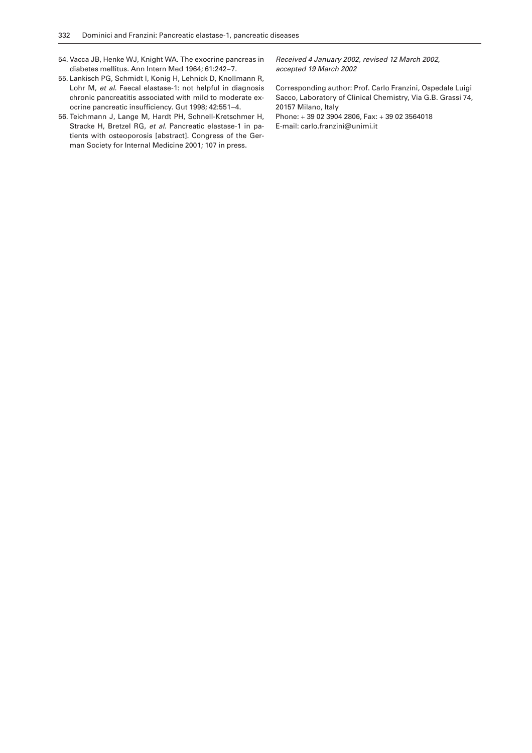54. Vacca JB, Henke WJ, Knight WA. The exocrine pancreas in diabetes mellitus. Ann Intern Med 1964; 61:242–7.
55. Lankisch PG, Schmidt I, Konig H, Lehnick D, Knollmann R, Lohr M, *et al.* Faecal elastase-1: not helpful in diagnosis chronic pancreatitis associated with mild to moderate exocrine pancreatic insufficiency. Gut 1998; 42:551–4.
56. Teichmann J, Lange M, Hardt PH, Schnell-Kretschmer H, Stracke H, Bretzel RG, *et al*. Pancreatic elastase-1 in patients with osteoporosis [abstract]. Congress of the German Society for Internal Medicine 2001; 107 in press.

*Received 4 January 2002, revised 12 March 2002, accepted 19 March 2002*

Corresponding author: Prof. Carlo Franzini, Ospedale Luigi Sacco, Laboratory of Clinical Chemistry, Via G.B. Grassi 74, 20157 Milano, Italy
Phone: + 39 02 3904 2806, Fax: + 39 02 3564018
E-mail: carlo.franzini@unimi.it